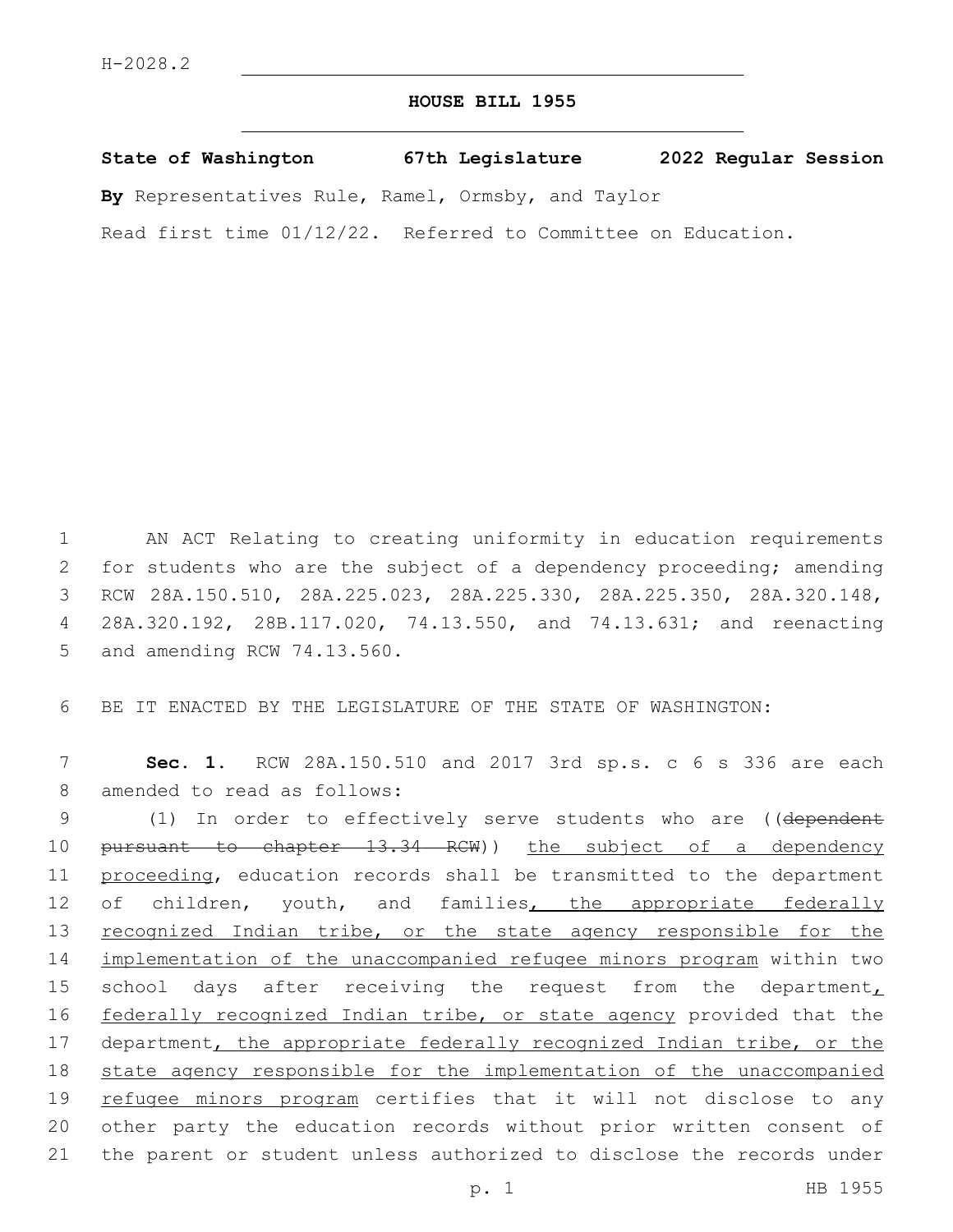H-2028.2

# HOUSE BILL 1955

**State of Washington 67th Legislature 2022 Regular Session**

**By** Representatives Rule, Ramel, Ormsby, and Taylor

Read first time 01/12/22. Referred to Committee on Education.

AN ACT Relating to creating uniformity in education requirements for students who are the subject of a dependency proceeding; amending RCW 28A.150.510, 28A.225.023, 28A.225.330, 28A.225.350, 28A.320.148, 28A.320.192, 28B.117.020, 74.13.550, and 74.13.631; and reenacting and amending RCW 74.13.560.

BE IT ENACTED BY THE LEGISLATURE OF THE STATE OF WASHINGTON:

**Sec. 1.** RCW 28A.150.510 and 2017 3rd sp.s. c 6 s 336 are each amended to read as follows:

(1) In order to effectively serve students who are ((~~dependent pursuant to chapter 13.34 RCW~~)) <u>the subject of a dependency proceeding</u>, education records shall be transmitted to the department of children, youth, and families<u>, the appropriate federally recognized Indian tribe, or the state agency responsible for the implementation of the unaccompanied refugee minors program</u> within two school days after receiving the request from the department<u>, federally recognized Indian tribe, or state agency</u> provided that the department<u>, the appropriate federally recognized Indian tribe, or the state agency responsible for the implementation of the unaccompanied refugee minors program</u> certifies that it will not disclose to any other party the education records without prior written consent of the parent or student unless authorized to disclose the records under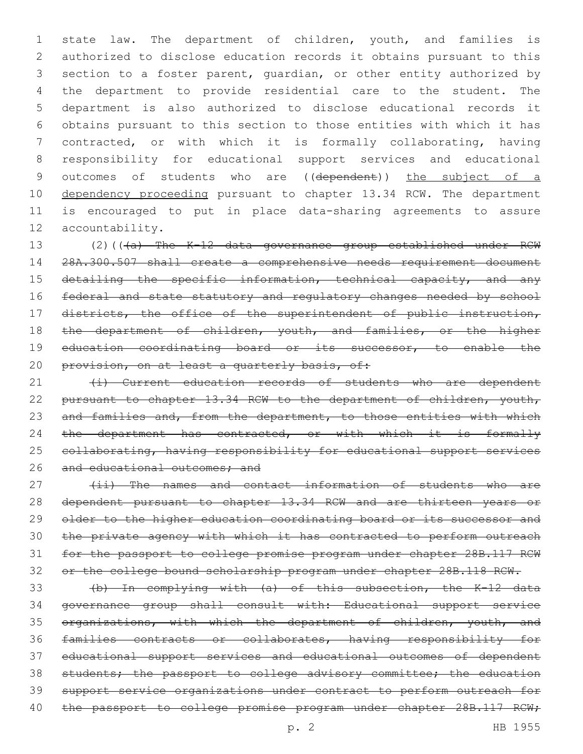state law. The department of children, youth, and families is authorized to disclose education records it obtains pursuant to this section to a foster parent, guardian, or other entity authorized by the department to provide residential care to the student. The department is also authorized to disclose educational records it obtains pursuant to this section to those entities with which it has contracted, or with which it is formally collaborating, having responsibility for educational support services and educational outcomes of students who are ((~~dependent~~)) <u>the subject of a dependency proceeding</u> pursuant to chapter 13.34 RCW. The department is encouraged to put in place data-sharing agreements to assure accountability.

(2)((~~(a) The K-12 data governance group established under RCW 28A.300.507 shall create a comprehensive needs requirement document detailing the specific information, technical capacity, and any federal and state statutory and regulatory changes needed by school districts, the office of the superintendent of public instruction, the department of children, youth, and families, or the higher education coordinating board or its successor, to enable the provision, on at least a quarterly basis, of:~~

~~(i) Current education records of students who are dependent pursuant to chapter 13.34 RCW to the department of children, youth, and families and, from the department, to those entities with which the department has contracted, or with which it is formally collaborating, having responsibility for educational support services and educational outcomes; and~~

~~(ii) The names and contact information of students who are dependent pursuant to chapter 13.34 RCW and are thirteen years or older to the higher education coordinating board or its successor and the private agency with which it has contracted to perform outreach for the passport to college promise program under chapter 28B.117 RCW or the college bound scholarship program under chapter 28B.118 RCW.~~

~~(b) In complying with (a) of this subsection, the K-12 data governance group shall consult with: Educational support service organizations, with which the department of children, youth, and families contracts or collaborates, having responsibility for educational support services and educational outcomes of dependent students; the passport to college advisory committee; the education support service organizations under contract to perform outreach for the passport to college promise program under chapter 28B.117 RCW;~~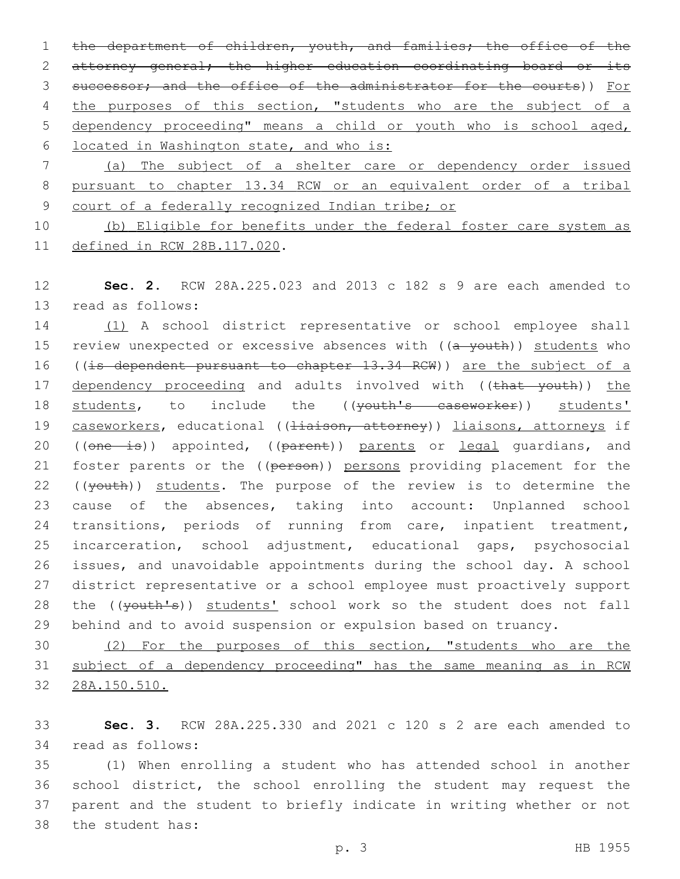~~the department of children, youth, and families; the office of the attorney general; the higher education coordinating board or its successor; and the office of the administrator for the courts~~)) For the purposes of this section, "students who are the subject of a dependency proceeding" means a child or youth who is school aged, located in Washington state, and who is:

(a) The subject of a shelter care or dependency order issued pursuant to chapter 13.34 RCW or an equivalent order of a tribal court of a federally recognized Indian tribe; or

(b) Eligible for benefits under the federal foster care system as defined in RCW 28B.117.020.

**Sec. 2.** RCW 28A.225.023 and 2013 c 182 s 9 are each amended to read as follows:

(1) A school district representative or school employee shall review unexpected or excessive absences with ((~~a youth~~)) students who ((~~is dependent pursuant to chapter 13.34 RCW~~)) are the subject of a dependency proceeding and adults involved with ((~~that youth~~)) the students, to include the ((~~youth's caseworker~~)) students' caseworkers, educational ((~~liaison, attorney~~)) liaisons, attorneys if ((~~one is~~)) appointed, ((~~parent~~)) parents or legal guardians, and foster parents or the ((~~person~~)) persons providing placement for the ((~~youth~~)) students. The purpose of the review is to determine the cause of the absences, taking into account: Unplanned school transitions, periods of running from care, inpatient treatment, incarceration, school adjustment, educational gaps, psychosocial issues, and unavoidable appointments during the school day. A school district representative or a school employee must proactively support the ((~~youth's~~)) students' school work so the student does not fall behind and to avoid suspension or expulsion based on truancy.

(2) For the purposes of this section, "students who are the subject of a dependency proceeding" has the same meaning as in RCW 28A.150.510.

**Sec. 3.** RCW 28A.225.330 and 2021 c 120 s 2 are each amended to read as follows:

(1) When enrolling a student who has attended school in another school district, the school enrolling the student may request the parent and the student to briefly indicate in writing whether or not the student has: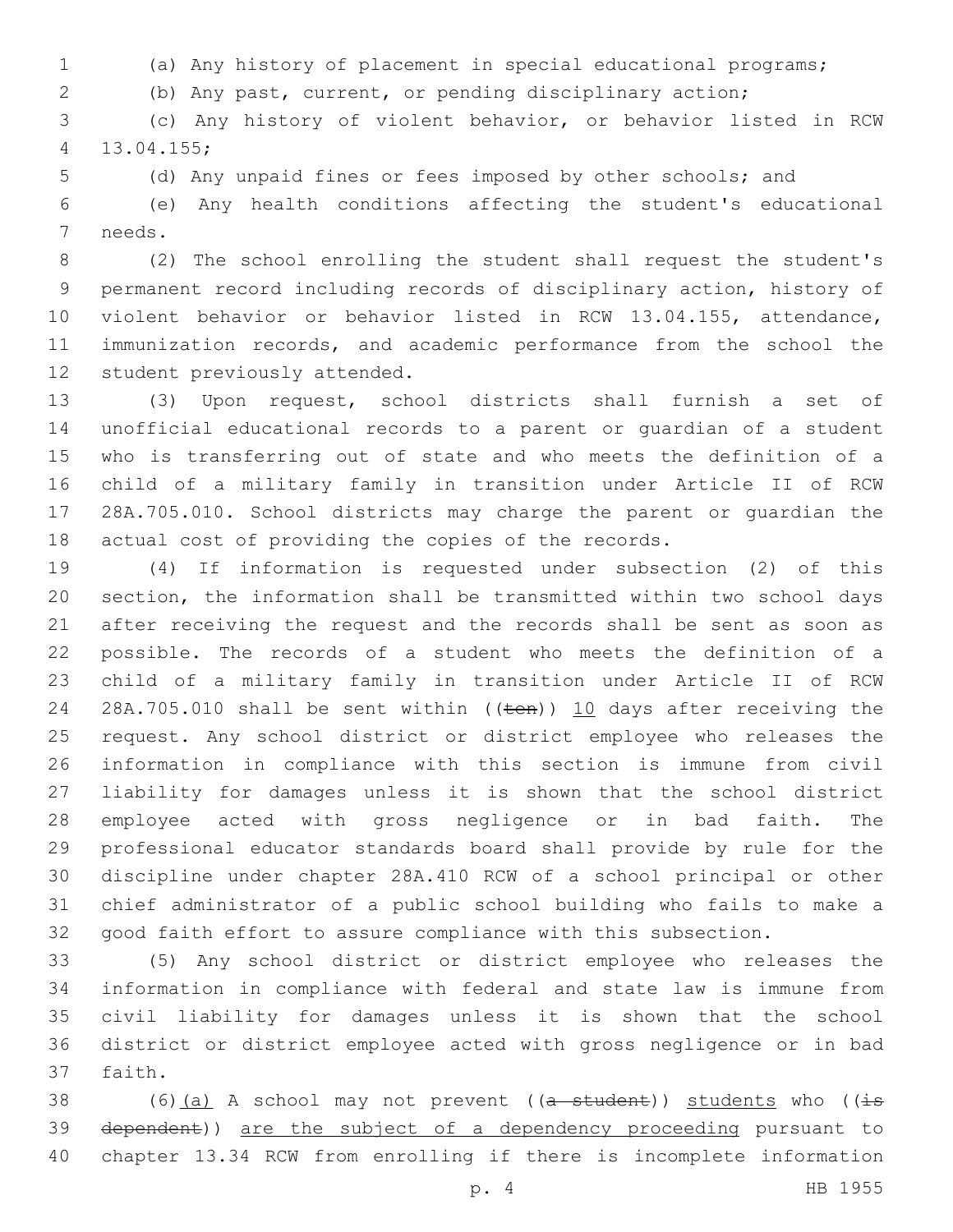(a) Any history of placement in special educational programs;

(b) Any past, current, or pending disciplinary action;

(c) Any history of violent behavior, or behavior listed in RCW 13.04.155;

(d) Any unpaid fines or fees imposed by other schools; and

(e) Any health conditions affecting the student's educational needs.

(2) The school enrolling the student shall request the student's permanent record including records of disciplinary action, history of violent behavior or behavior listed in RCW 13.04.155, attendance, immunization records, and academic performance from the school the student previously attended.

(3) Upon request, school districts shall furnish a set of unofficial educational records to a parent or guardian of a student who is transferring out of state and who meets the definition of a child of a military family in transition under Article II of RCW 28A.705.010. School districts may charge the parent or guardian the actual cost of providing the copies of the records.

(4) If information is requested under subsection (2) of this section, the information shall be transmitted within two school days after receiving the request and the records shall be sent as soon as possible. The records of a student who meets the definition of a child of a military family in transition under Article II of RCW 28A.705.010 shall be sent within ((~~ten~~)) <u>10</u> days after receiving the request. Any school district or district employee who releases the information in compliance with this section is immune from civil liability for damages unless it is shown that the school district employee acted with gross negligence or in bad faith. The professional educator standards board shall provide by rule for the discipline under chapter 28A.410 RCW of a school principal or other chief administrator of a public school building who fails to make a good faith effort to assure compliance with this subsection.

(5) Any school district or district employee who releases the information in compliance with federal and state law is immune from civil liability for damages unless it is shown that the school district or district employee acted with gross negligence or in bad faith.

(6)<u>(a)</u> A school may not prevent ((~~a student~~)) <u>students</u> who ((~~is dependent~~)) <u>are the subject of a dependency proceeding</u> pursuant to chapter 13.34 RCW from enrolling if there is incomplete information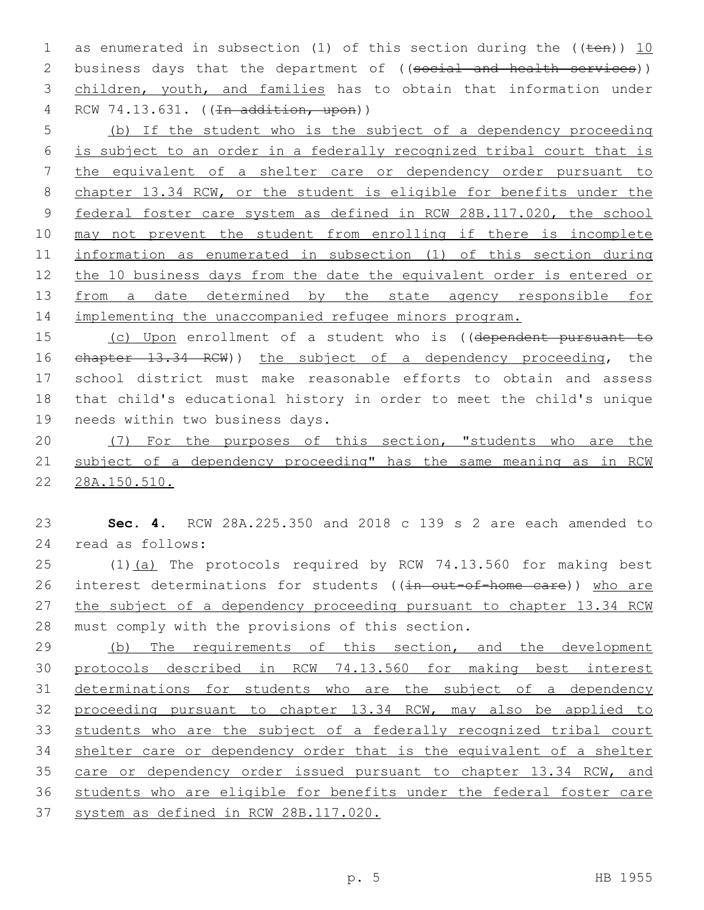as enumerated in subsection (1) of this section during the ((ten)) 10 business days that the department of ((social and health services)) children, youth, and families has to obtain that information under RCW 74.13.631. ((In addition, upon))

(b) If the student who is the subject of a dependency proceeding is subject to an order in a federally recognized tribal court that is the equivalent of a shelter care or dependency order pursuant to chapter 13.34 RCW, or the student is eligible for benefits under the federal foster care system as defined in RCW 28B.117.020, the school may not prevent the student from enrolling if there is incomplete information as enumerated in subsection (1) of this section during the 10 business days from the date the equivalent order is entered or from a date determined by the state agency responsible for implementing the unaccompanied refugee minors program.

(c) Upon enrollment of a student who is ((dependent pursuant to chapter 13.34 RCW)) the subject of a dependency proceeding, the school district must make reasonable efforts to obtain and assess that child's educational history in order to meet the child's unique needs within two business days.

(7) For the purposes of this section, "students who are the subject of a dependency proceeding" has the same meaning as in RCW 28A.150.510.

**Sec. 4.** RCW 28A.225.350 and 2018 c 139 s 2 are each amended to read as follows:

(1)(a) The protocols required by RCW 74.13.560 for making best interest determinations for students ((in out-of-home care)) who are the subject of a dependency proceeding pursuant to chapter 13.34 RCW must comply with the provisions of this section.

(b) The requirements of this section, and the development protocols described in RCW 74.13.560 for making best interest determinations for students who are the subject of a dependency proceeding pursuant to chapter 13.34 RCW, may also be applied to students who are the subject of a federally recognized tribal court shelter care or dependency order that is the equivalent of a shelter care or dependency order issued pursuant to chapter 13.34 RCW, and students who are eligible for benefits under the federal foster care system as defined in RCW 28B.117.020.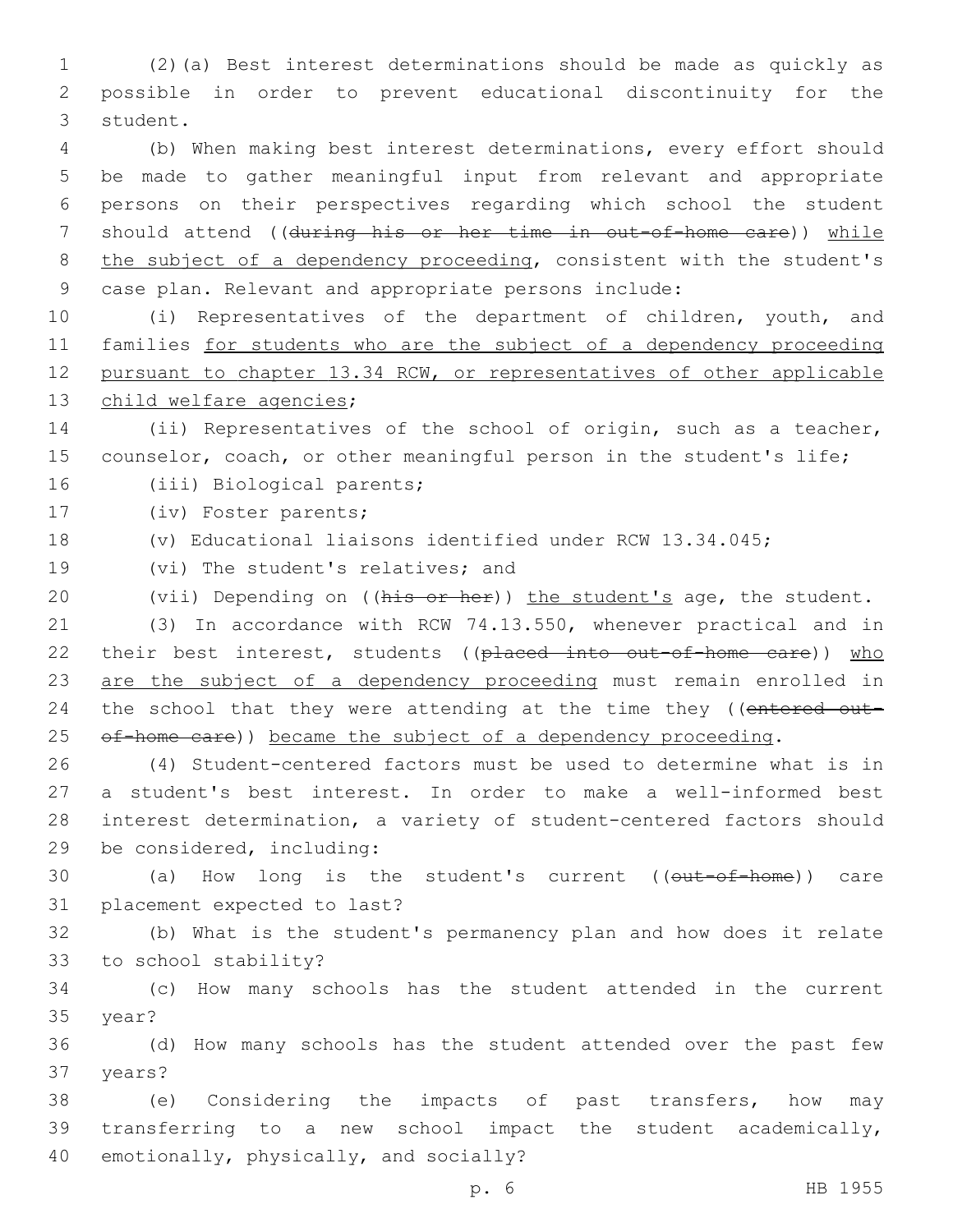(2)(a) Best interest determinations should be made as quickly as possible in order to prevent educational discontinuity for the student.

(b) When making best interest determinations, every effort should be made to gather meaningful input from relevant and appropriate persons on their perspectives regarding which school the student should attend ((~~during his or her time in out-of-home care~~)) while the subject of a dependency proceeding, consistent with the student's case plan. Relevant and appropriate persons include:

(i) Representatives of the department of children, youth, and families for students who are the subject of a dependency proceeding pursuant to chapter 13.34 RCW, or representatives of other applicable child welfare agencies;

(ii) Representatives of the school of origin, such as a teacher, counselor, coach, or other meaningful person in the student's life;

(iii) Biological parents;

(iv) Foster parents;

(v) Educational liaisons identified under RCW 13.34.045;

(vi) The student's relatives; and

(vii) Depending on ((~~his or her~~)) the student's age, the student.

(3) In accordance with RCW 74.13.550, whenever practical and in their best interest, students ((~~placed into out-of-home care~~)) who are the subject of a dependency proceeding must remain enrolled in the school that they were attending at the time they ((~~entered out-of-home care~~)) became the subject of a dependency proceeding.

(4) Student-centered factors must be used to determine what is in a student's best interest. In order to make a well-informed best interest determination, a variety of student-centered factors should be considered, including:

(a) How long is the student's current ((~~out-of-home~~)) care placement expected to last?

(b) What is the student's permanency plan and how does it relate to school stability?

(c) How many schools has the student attended in the current year?

(d) How many schools has the student attended over the past few years?

(e) Considering the impacts of past transfers, how may transferring to a new school impact the student academically, emotionally, physically, and socially?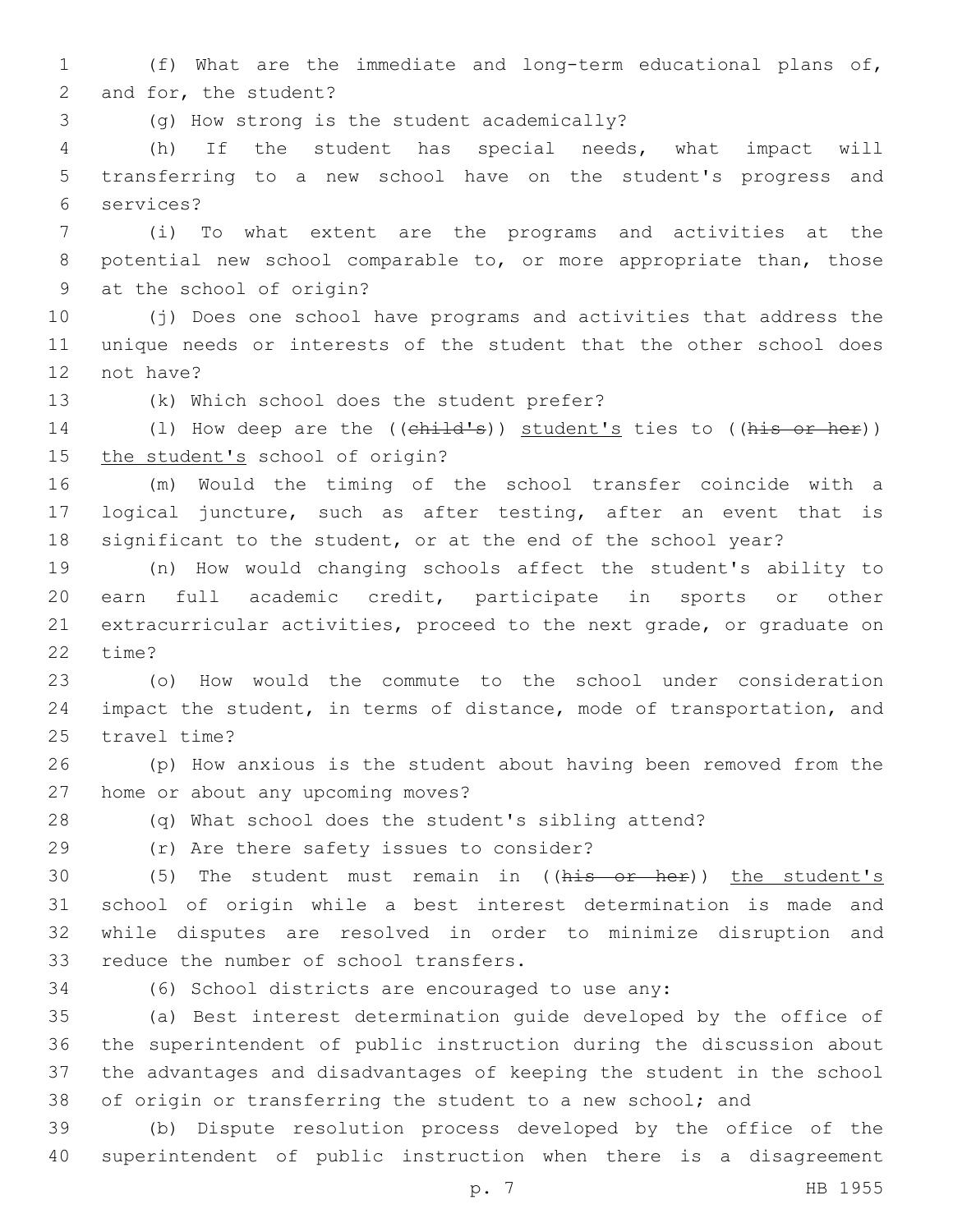(f) What are the immediate and long-term educational plans of, and for, the student?

(g) How strong is the student academically?

(h) If the student has special needs, what impact will transferring to a new school have on the student's progress and services?

(i) To what extent are the programs and activities at the potential new school comparable to, or more appropriate than, those at the school of origin?

(j) Does one school have programs and activities that address the unique needs or interests of the student that the other school does not have?

(k) Which school does the student prefer?

(l) How deep are the ((~~child's~~)) student's ties to ((~~his or her~~)) the student's school of origin?

(m) Would the timing of the school transfer coincide with a logical juncture, such as after testing, after an event that is significant to the student, or at the end of the school year?

(n) How would changing schools affect the student's ability to earn full academic credit, participate in sports or other extracurricular activities, proceed to the next grade, or graduate on time?

(o) How would the commute to the school under consideration impact the student, in terms of distance, mode of transportation, and travel time?

(p) How anxious is the student about having been removed from the home or about any upcoming moves?

(q) What school does the student's sibling attend?

(r) Are there safety issues to consider?

(5) The student must remain in ((~~his or her~~)) the student's school of origin while a best interest determination is made and while disputes are resolved in order to minimize disruption and reduce the number of school transfers.

(6) School districts are encouraged to use any:

(a) Best interest determination guide developed by the office of the superintendent of public instruction during the discussion about the advantages and disadvantages of keeping the student in the school of origin or transferring the student to a new school; and

(b) Dispute resolution process developed by the office of the superintendent of public instruction when there is a disagreement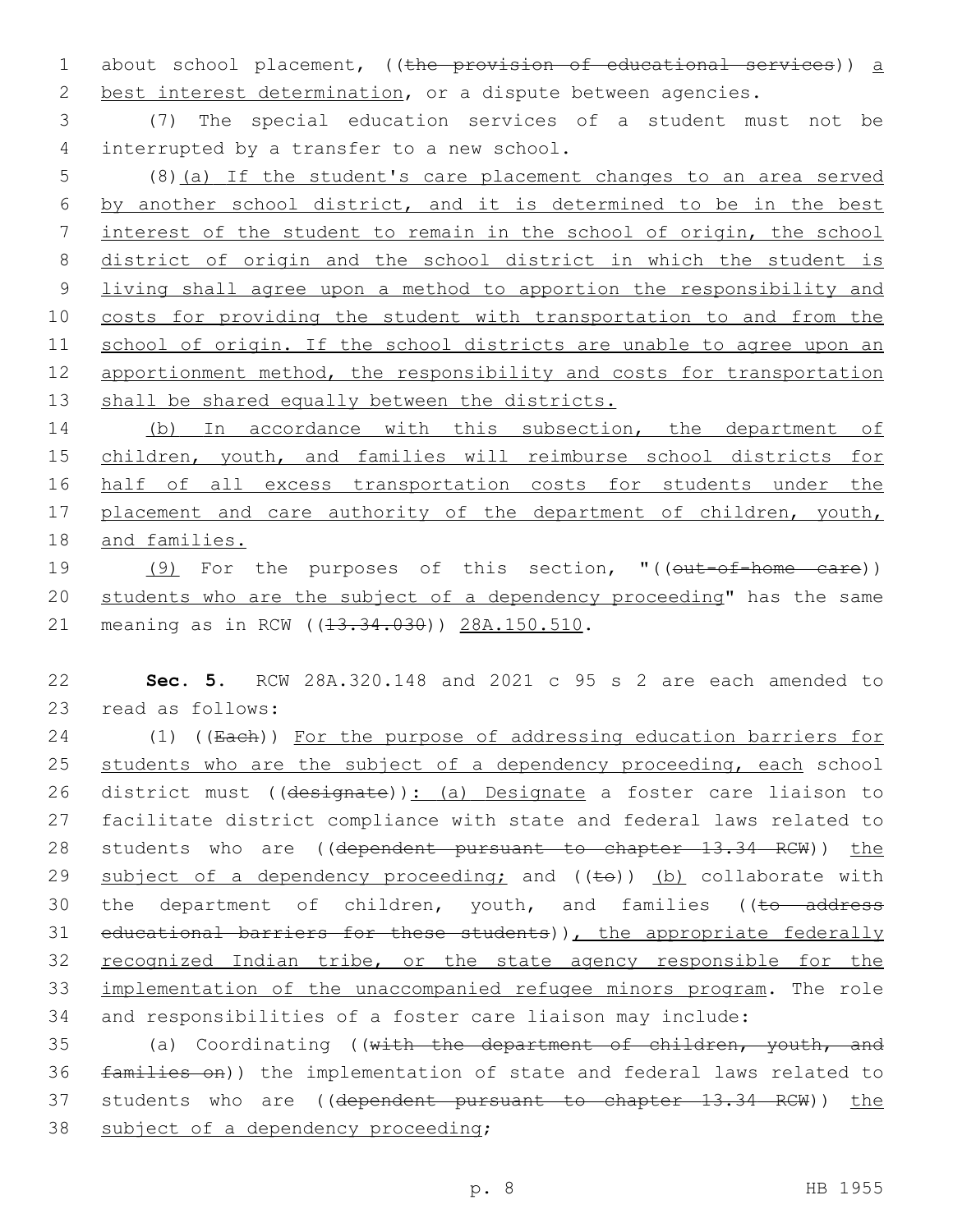about school placement, ((~~the provision of educational services~~)) a best interest determination, or a dispute between agencies.

(7) The special education services of a student must not be interrupted by a transfer to a new school.

(8)(a) If the student's care placement changes to an area served by another school district, and it is determined to be in the best interest of the student to remain in the school of origin, the school district of origin and the school district in which the student is living shall agree upon a method to apportion the responsibility and costs for providing the student with transportation to and from the school of origin. If the school districts are unable to agree upon an apportionment method, the responsibility and costs for transportation shall be shared equally between the districts.

(b) In accordance with this subsection, the department of children, youth, and families will reimburse school districts for half of all excess transportation costs for students under the placement and care authority of the department of children, youth, and families.

(9) For the purposes of this section, "((~~out-of-home care~~)) students who are the subject of a dependency proceeding" has the same meaning as in RCW ((~~13.34.030~~)) 28A.150.510.

**Sec. 5.** RCW 28A.320.148 and 2021 c 95 s 2 are each amended to read as follows:

(1) ((~~Each~~)) For the purpose of addressing education barriers for students who are the subject of a dependency proceeding, each school district must ((~~designate~~)): (a) Designate a foster care liaison to facilitate district compliance with state and federal laws related to students who are ((~~dependent pursuant to chapter 13.34 RCW~~)) the subject of a dependency proceeding; and ((~~to~~)) (b) collaborate with the department of children, youth, and families ((~~to address educational barriers for these students~~)), the appropriate federally recognized Indian tribe, or the state agency responsible for the implementation of the unaccompanied refugee minors program. The role and responsibilities of a foster care liaison may include:

(a) Coordinating ((~~with the department of children, youth, and families on~~)) the implementation of state and federal laws related to students who are ((~~dependent pursuant to chapter 13.34 RCW~~)) the subject of a dependency proceeding;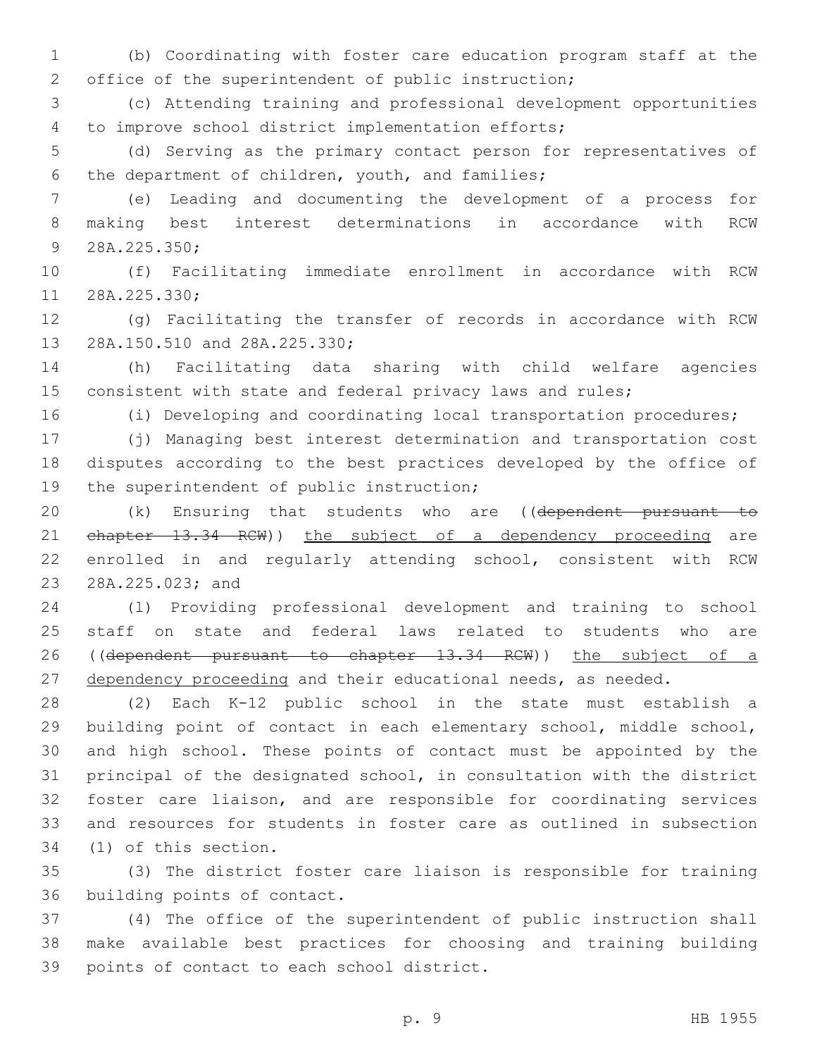(b) Coordinating with foster care education program staff at the office of the superintendent of public instruction;

(c) Attending training and professional development opportunities to improve school district implementation efforts;

(d) Serving as the primary contact person for representatives of the department of children, youth, and families;

(e) Leading and documenting the development of a process for making best interest determinations in accordance with RCW 28A.225.350;

(f) Facilitating immediate enrollment in accordance with RCW 28A.225.330;

(g) Facilitating the transfer of records in accordance with RCW 28A.150.510 and 28A.225.330;

(h) Facilitating data sharing with child welfare agencies consistent with state and federal privacy laws and rules;

(i) Developing and coordinating local transportation procedures;

(j) Managing best interest determination and transportation cost disputes according to the best practices developed by the office of the superintendent of public instruction;

(k) Ensuring that students who are ((~~dependent pursuant to chapter 13.34 RCW~~)) <u>the subject of a dependency proceeding</u> are enrolled in and regularly attending school, consistent with RCW 28A.225.023; and

(l) Providing professional development and training to school staff on state and federal laws related to students who are ((~~dependent pursuant to chapter 13.34 RCW~~)) <u>the subject of a dependency proceeding</u> and their educational needs, as needed.

(2) Each K-12 public school in the state must establish a building point of contact in each elementary school, middle school, and high school. These points of contact must be appointed by the principal of the designated school, in consultation with the district foster care liaison, and are responsible for coordinating services and resources for students in foster care as outlined in subsection (1) of this section.

(3) The district foster care liaison is responsible for training building points of contact.

(4) The office of the superintendent of public instruction shall make available best practices for choosing and training building points of contact to each school district.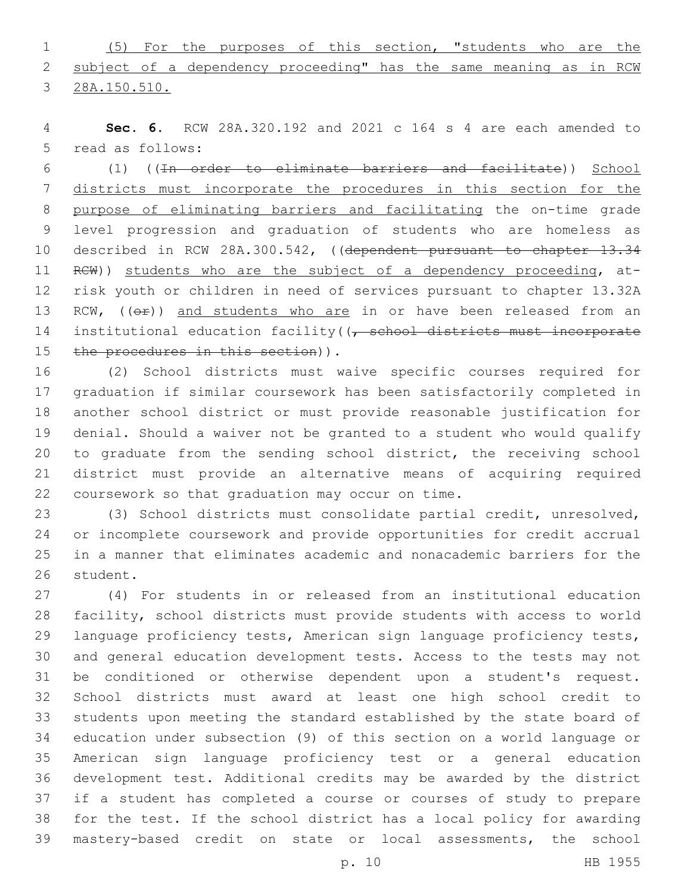(5) For the purposes of this section, "students who are the subject of a dependency proceeding" has the same meaning as in RCW 28A.150.510.

**Sec. 6.** RCW 28A.320.192 and 2021 c 164 s 4 are each amended to read as follows:

(1) ((~~In order to eliminate barriers and facilitate~~)) School districts must incorporate the procedures in this section for the purpose of eliminating barriers and facilitating the on-time grade level progression and graduation of students who are homeless as described in RCW 28A.300.542, ((~~dependent pursuant to chapter 13.34 RCW~~)) students who are the subject of a dependency proceeding, at-risk youth or children in need of services pursuant to chapter 13.32A RCW, ((~~or~~)) and students who are in or have been released from an institutional education facility((~~, school districts must incorporate the procedures in this section~~)).

(2) School districts must waive specific courses required for graduation if similar coursework has been satisfactorily completed in another school district or must provide reasonable justification for denial. Should a waiver not be granted to a student who would qualify to graduate from the sending school district, the receiving school district must provide an alternative means of acquiring required coursework so that graduation may occur on time.

(3) School districts must consolidate partial credit, unresolved, or incomplete coursework and provide opportunities for credit accrual in a manner that eliminates academic and nonacademic barriers for the student.

(4) For students in or released from an institutional education facility, school districts must provide students with access to world language proficiency tests, American sign language proficiency tests, and general education development tests. Access to the tests may not be conditioned or otherwise dependent upon a student's request. School districts must award at least one high school credit to students upon meeting the standard established by the state board of education under subsection (9) of this section on a world language or American sign language proficiency test or a general education development test. Additional credits may be awarded by the district if a student has completed a course or courses of study to prepare for the test. If the school district has a local policy for awarding mastery-based credit on state or local assessments, the school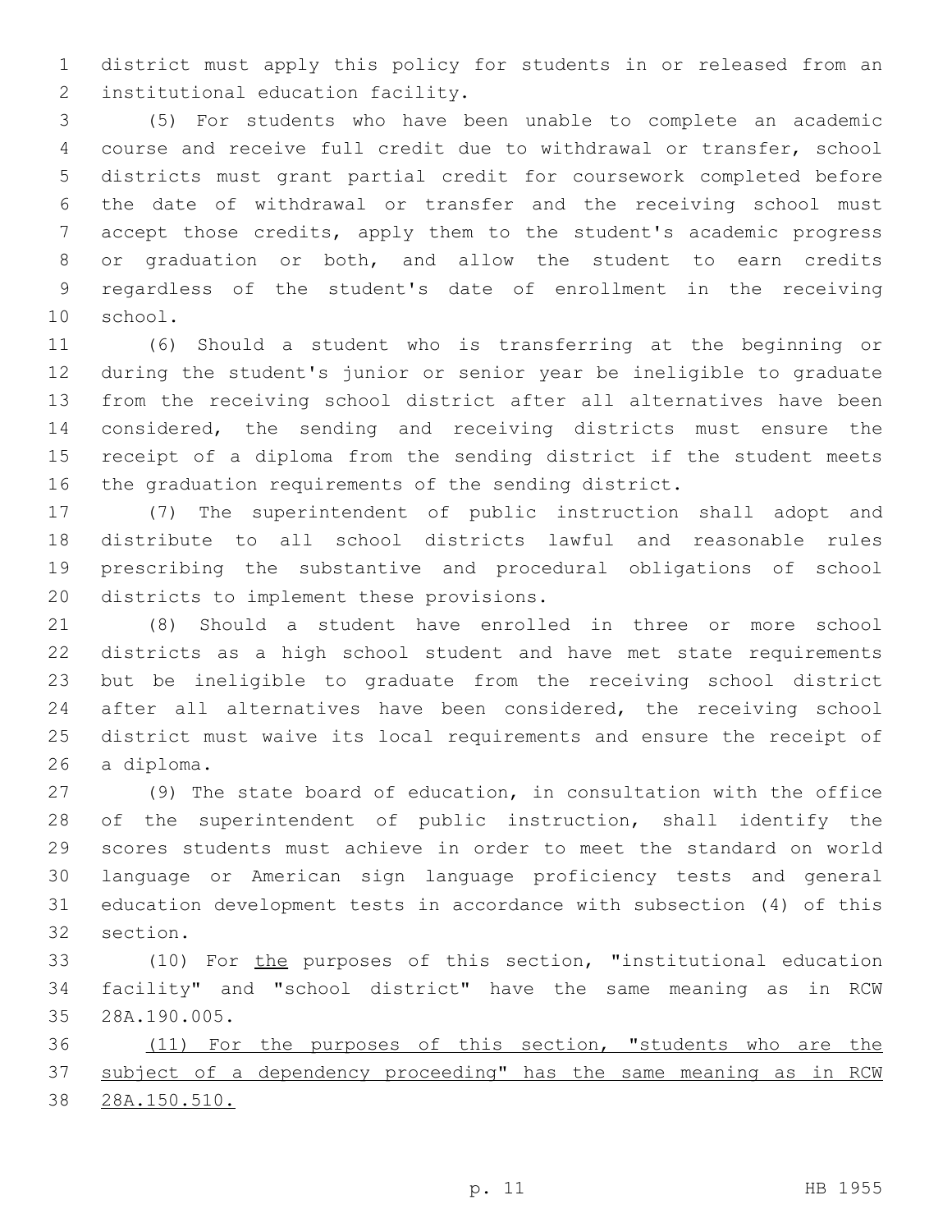district must apply this policy for students in or released from an institutional education facility.

(5) For students who have been unable to complete an academic course and receive full credit due to withdrawal or transfer, school districts must grant partial credit for coursework completed before the date of withdrawal or transfer and the receiving school must accept those credits, apply them to the student's academic progress or graduation or both, and allow the student to earn credits regardless of the student's date of enrollment in the receiving school.

(6) Should a student who is transferring at the beginning or during the student's junior or senior year be ineligible to graduate from the receiving school district after all alternatives have been considered, the sending and receiving districts must ensure the receipt of a diploma from the sending district if the student meets the graduation requirements of the sending district.

(7) The superintendent of public instruction shall adopt and distribute to all school districts lawful and reasonable rules prescribing the substantive and procedural obligations of school districts to implement these provisions.

(8) Should a student have enrolled in three or more school districts as a high school student and have met state requirements but be ineligible to graduate from the receiving school district after all alternatives have been considered, the receiving school district must waive its local requirements and ensure the receipt of a diploma.

(9) The state board of education, in consultation with the office of the superintendent of public instruction, shall identify the scores students must achieve in order to meet the standard on world language or American sign language proficiency tests and general education development tests in accordance with subsection (4) of this section.

(10) For <u>the</u> purposes of this section, "institutional education facility" and "school district" have the same meaning as in RCW 28A.190.005.

<u>(11) For the purposes of this section, "students who are the subject of a dependency proceeding" has the same meaning as in RCW 28A.150.510.</u>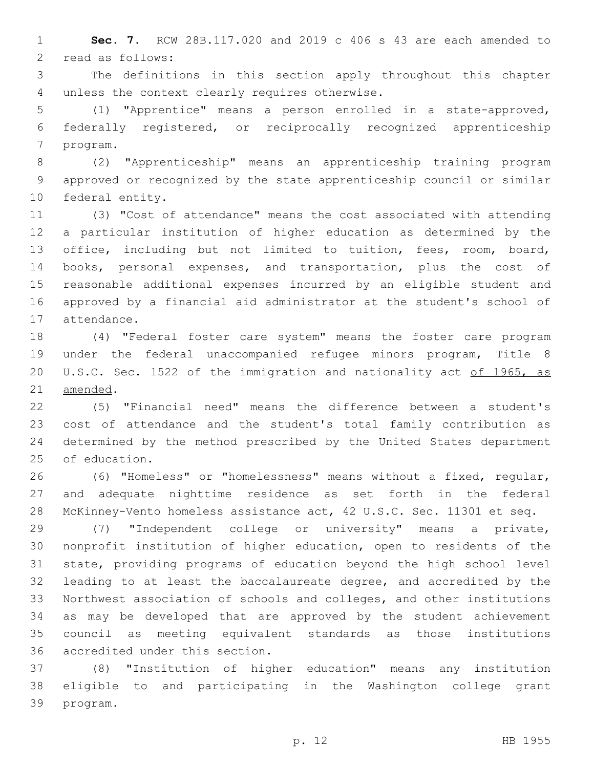**Sec. 7.** RCW 28B.117.020 and 2019 c 406 s 43 are each amended to read as follows:

The definitions in this section apply throughout this chapter unless the context clearly requires otherwise.

(1) "Apprentice" means a person enrolled in a state-approved, federally registered, or reciprocally recognized apprenticeship program.

(2) "Apprenticeship" means an apprenticeship training program approved or recognized by the state apprenticeship council or similar federal entity.

(3) "Cost of attendance" means the cost associated with attending a particular institution of higher education as determined by the office, including but not limited to tuition, fees, room, board, books, personal expenses, and transportation, plus the cost of reasonable additional expenses incurred by an eligible student and approved by a financial aid administrator at the student's school of attendance.

(4) "Federal foster care system" means the foster care program under the federal unaccompanied refugee minors program, Title 8 U.S.C. Sec. 1522 of the immigration and nationality act <u>of 1965, as amended</u>.

(5) "Financial need" means the difference between a student's cost of attendance and the student's total family contribution as determined by the method prescribed by the United States department of education.

(6) "Homeless" or "homelessness" means without a fixed, regular, and adequate nighttime residence as set forth in the federal McKinney-Vento homeless assistance act, 42 U.S.C. Sec. 11301 et seq.

(7) "Independent college or university" means a private, nonprofit institution of higher education, open to residents of the state, providing programs of education beyond the high school level leading to at least the baccalaureate degree, and accredited by the Northwest association of schools and colleges, and other institutions as may be developed that are approved by the student achievement council as meeting equivalent standards as those institutions accredited under this section.

(8) "Institution of higher education" means any institution eligible to and participating in the Washington college grant program.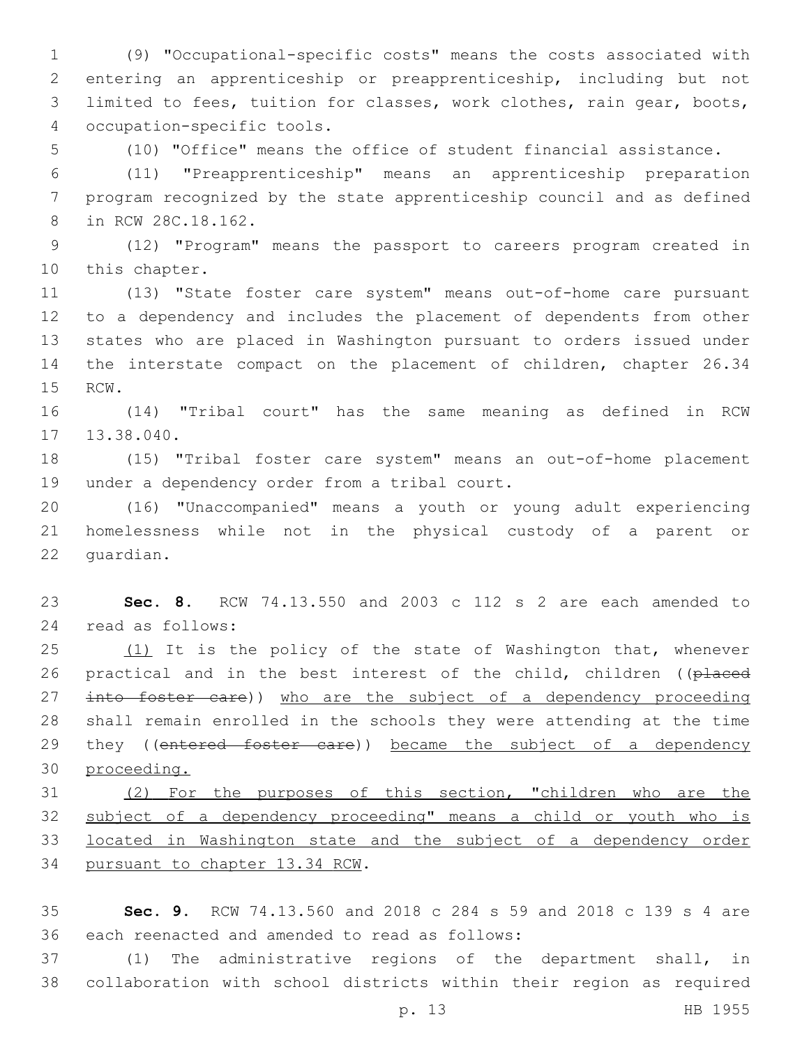(9) "Occupational-specific costs" means the costs associated with entering an apprenticeship or preapprenticeship, including but not limited to fees, tuition for classes, work clothes, rain gear, boots, occupation-specific tools.

(10) "Office" means the office of student financial assistance.

(11) "Preapprenticeship" means an apprenticeship preparation program recognized by the state apprenticeship council and as defined in RCW 28C.18.162.

(12) "Program" means the passport to careers program created in this chapter.

(13) "State foster care system" means out-of-home care pursuant to a dependency and includes the placement of dependents from other states who are placed in Washington pursuant to orders issued under the interstate compact on the placement of children, chapter 26.34 RCW.

(14) "Tribal court" has the same meaning as defined in RCW 13.38.040.

(15) "Tribal foster care system" means an out-of-home placement under a dependency order from a tribal court.

(16) "Unaccompanied" means a youth or young adult experiencing homelessness while not in the physical custody of a parent or guardian.

**Sec. 8.** RCW 74.13.550 and 2003 c 112 s 2 are each amended to read as follows:

<u>(1)</u> It is the policy of the state of Washington that, whenever practical and in the best interest of the child, children ((~~placed into foster care~~)) <u>who are the subject of a dependency proceeding</u> shall remain enrolled in the schools they were attending at the time they ((~~entered foster care~~)) <u>became the subject of a dependency proceeding.</u>

<u>(2) For the purposes of this section, "children who are the subject of a dependency proceeding" means a child or youth who is located in Washington state and the subject of a dependency order pursuant to chapter 13.34 RCW</u>.

**Sec. 9.** RCW 74.13.560 and 2018 c 284 s 59 and 2018 c 139 s 4 are each reenacted and amended to read as follows:

(1) The administrative regions of the department shall, in collaboration with school districts within their region as required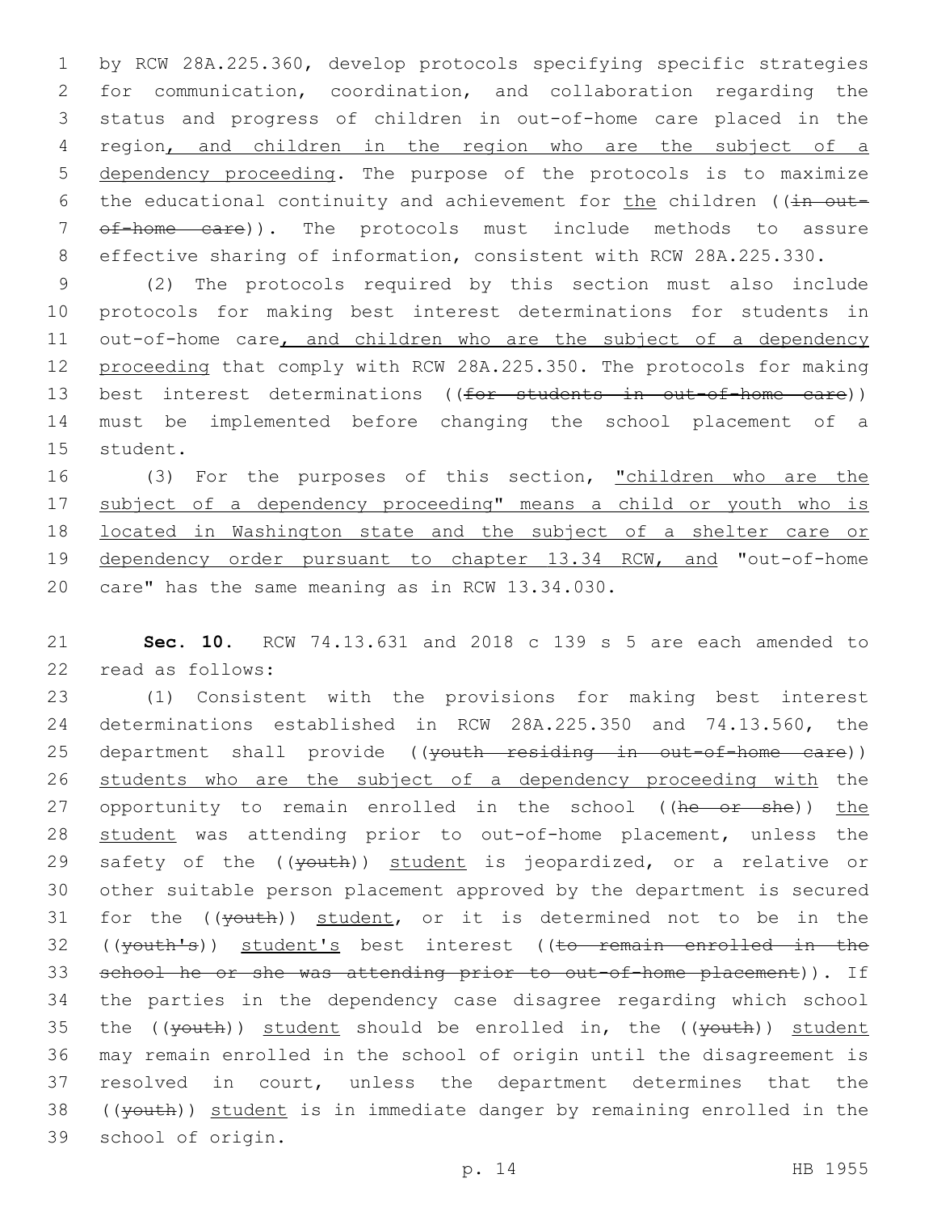by RCW 28A.225.360, develop protocols specifying specific strategies for communication, coordination, and collaboration regarding the status and progress of children in out-of-home care placed in the region<u>, and children in the region who are the subject of a dependency proceeding</u>. The purpose of the protocols is to maximize the educational continuity and achievement for <u>the</u> children ((~~in out-of-home care~~)). The protocols must include methods to assure effective sharing of information, consistent with RCW 28A.225.330.

(2) The protocols required by this section must also include protocols for making best interest determinations for students in out-of-home care<u>, and children who are the subject of a dependency proceeding</u> that comply with RCW 28A.225.350. The protocols for making best interest determinations ((~~for students in out-of-home care~~)) must be implemented before changing the school placement of a student.

(3) For the purposes of this section, <u>"children who are the subject of a dependency proceeding" means a child or youth who is located in Washington state and the subject of a shelter care or dependency order pursuant to chapter 13.34 RCW, and</u> "out-of-home care" has the same meaning as in RCW 13.34.030.

**Sec. 10.** RCW 74.13.631 and 2018 c 139 s 5 are each amended to read as follows:

(1) Consistent with the provisions for making best interest determinations established in RCW 28A.225.350 and 74.13.560, the department shall provide ((~~youth residing in out-of-home care~~)) <u>students who are the subject of a dependency proceeding with</u> the opportunity to remain enrolled in the school ((~~he or she~~)) <u>the student</u> was attending prior to out-of-home placement, unless the safety of the ((~~youth~~)) <u>student</u> is jeopardized, or a relative or other suitable person placement approved by the department is secured for the ((~~youth~~)) <u>student</u>, or it is determined not to be in the ((~~youth's~~)) <u>student's</u> best interest ((~~to remain enrolled in the school he or she was attending prior to out-of-home placement~~)). If the parties in the dependency case disagree regarding which school the ((~~youth~~)) <u>student</u> should be enrolled in, the ((~~youth~~)) <u>student</u> may remain enrolled in the school of origin until the disagreement is resolved in court, unless the department determines that the ((~~youth~~)) <u>student</u> is in immediate danger by remaining enrolled in the school of origin.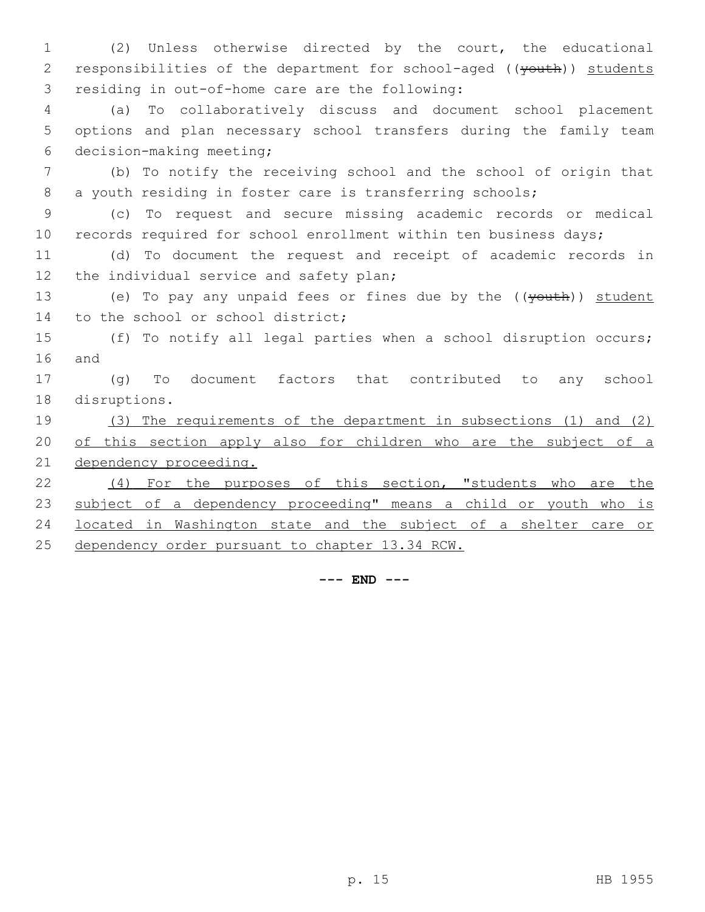(2) Unless otherwise directed by the court, the educational responsibilities of the department for school-aged ((~~youth~~)) students residing in out-of-home care are the following:

(a) To collaboratively discuss and document school placement options and plan necessary school transfers during the family team decision-making meeting;

(b) To notify the receiving school and the school of origin that a youth residing in foster care is transferring schools;

(c) To request and secure missing academic records or medical records required for school enrollment within ten business days;

(d) To document the request and receipt of academic records in the individual service and safety plan;

(e) To pay any unpaid fees or fines due by the ((~~youth~~)) student to the school or school district;

(f) To notify all legal parties when a school disruption occurs; and

(g) To document factors that contributed to any school disruptions.

<u>(3) The requirements of the department in subsections (1) and (2) of this section apply also for children who are the subject of a dependency proceeding.</u>

<u>(4) For the purposes of this section, "students who are the subject of a dependency proceeding" means a child or youth who is located in Washington state and the subject of a shelter care or dependency order pursuant to chapter 13.34 RCW.</u>

**--- END ---**